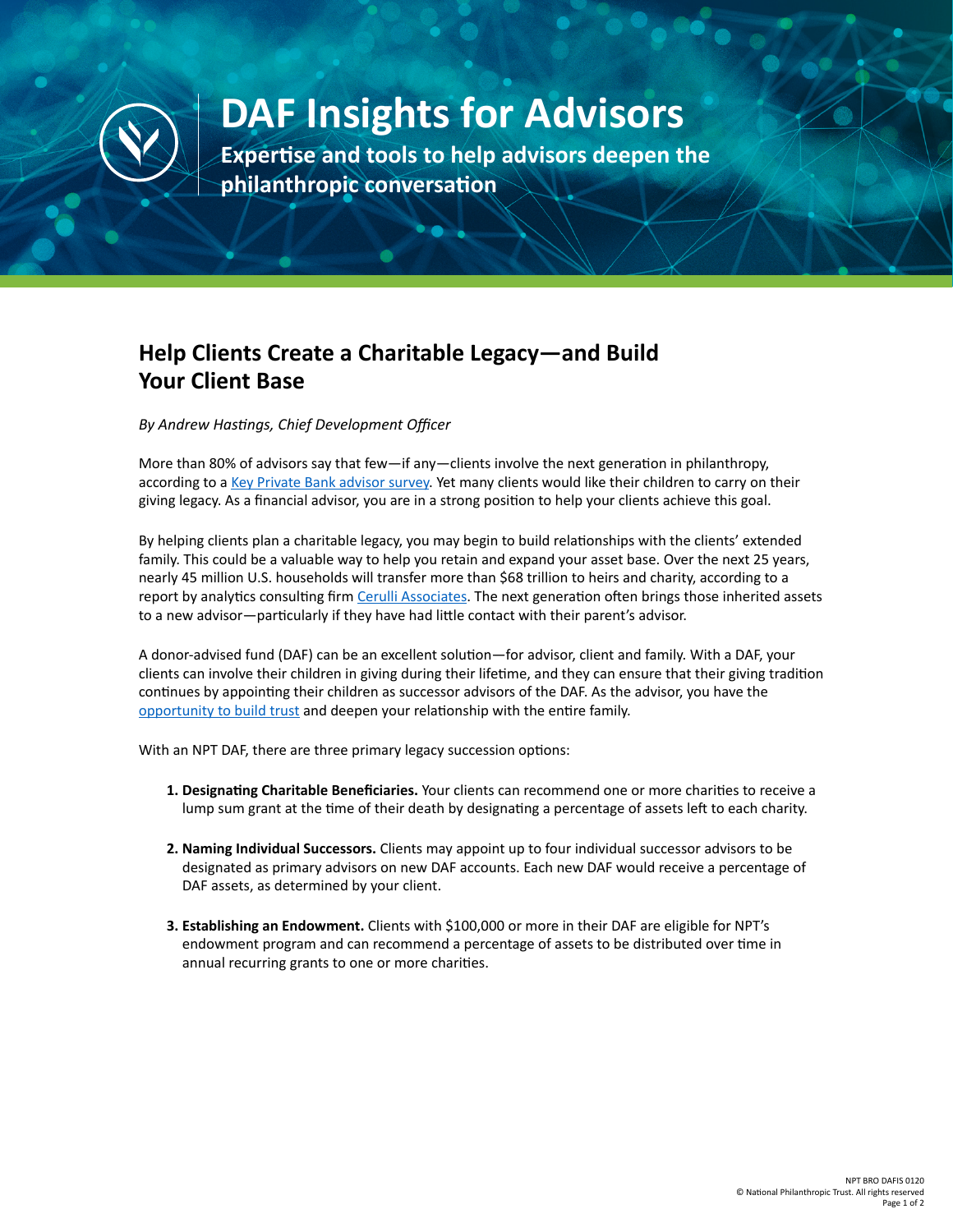# DAF Insights for Advisors

**Expertise and tools to help advisors deepen the philanthropic conversation**

## Help Clients Create a Charitable Legacy—and Build Your Client Base

*By Andrew Hastings, Chief Development Officer*

More than 80% of advisors say that few—if any—clients involve the next generation in philanthropy, according to a Key Private Bank advisor survey. Yet many clients would like their children to carry on their giving legacy. As a financial advisor, you are in a strong position to help your clients achieve this goal.

By helping clients plan a charitable legacy, you may begin to build relationships with the clients' extended family. This could be a valuable way to help you retain and expand your asset base. Over the next 25 years, nearly 45 million U.S. households will transfer more than $68 trillion to heirs and charity, according to a report by analytics consulting firm Cerulli Associates. The next generation often brings those inherited assets to a new advisor—particularly if they have had little contact with their parent's advisor.

A donor-advised fund (DAF) can be an excellent solution—for advisor, client and family. With a DAF, your clients can involve their children in giving during their lifetime, and they can ensure that their giving tradition continues by appointing their children as successor advisors of the DAF. As the advisor, you have the opportunity to build trust and deepen your relationship with the entire family.

With an NPT DAF, there are three primary legacy succession options:

1. **Designating Charitable Beneficiaries.** Your clients can recommend one or more charities to receive a lump sum grant at the time of their death by designating a percentage of assets left to each charity.
2. **Naming Individual Successors.** Clients may appoint up to four individual successor advisors to be designated as primary advisors on new DAF accounts. Each new DAF would receive a percentage of DAF assets, as determined by your client.
3. **Establishing an Endowment.** Clients with $100,000 or more in their DAF are eligible for NPT's endowment program and can recommend a percentage of assets to be distributed over time in annual recurring grants to one or more charities.

NPT BRO DAFIS 0120
© National Philanthropic Trust. All rights reserved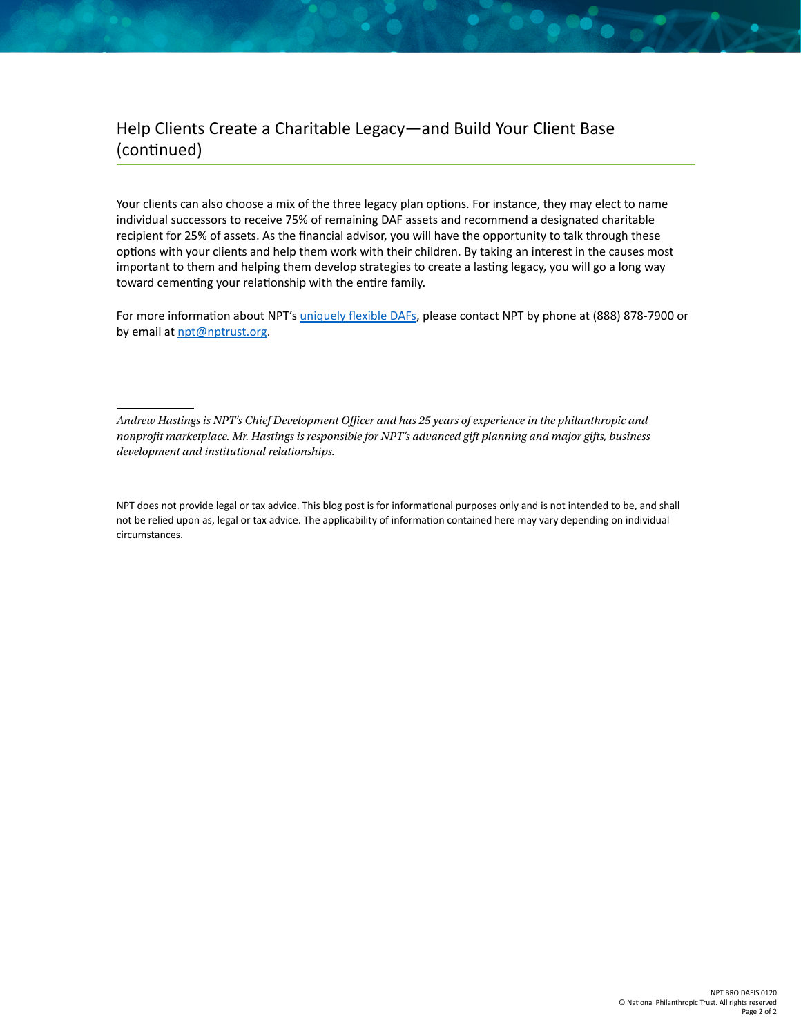## Help Clients Create a Charitable Legacy—and Build Your Client Base (continued)

Your clients can also choose a mix of the three legacy plan options. For instance, they may elect to name individual successors to receive 75% of remaining DAF assets and recommend a designated charitable recipient for 25% of assets. As the financial advisor, you will have the opportunity to talk through these options with your clients and help them work with their children. By taking an interest in the causes most important to them and helping them develop strategies to create a lasting legacy, you will go a long way toward cementing your relationship with the entire family.

For more information about NPT's [uniquely flexible DAFs](), please contact NPT by phone at (888) 878-7900 or by email at [npt@nptrust.org]().

---

*Andrew Hastings is NPT's Chief Development Officer and has 25 years of experience in the philanthropic and nonprofit marketplace. Mr. Hastings is responsible for NPT's advanced gift planning and major gifts, business development and institutional relationships.*

NPT does not provide legal or tax advice. This blog post is for informational purposes only and is not intended to be, and shall not be relied upon as, legal or tax advice. The applicability of information contained here may vary depending on individual circumstances.

NPT BRO DAFIS 0120
© National Philanthropic Trust. All rights reserved